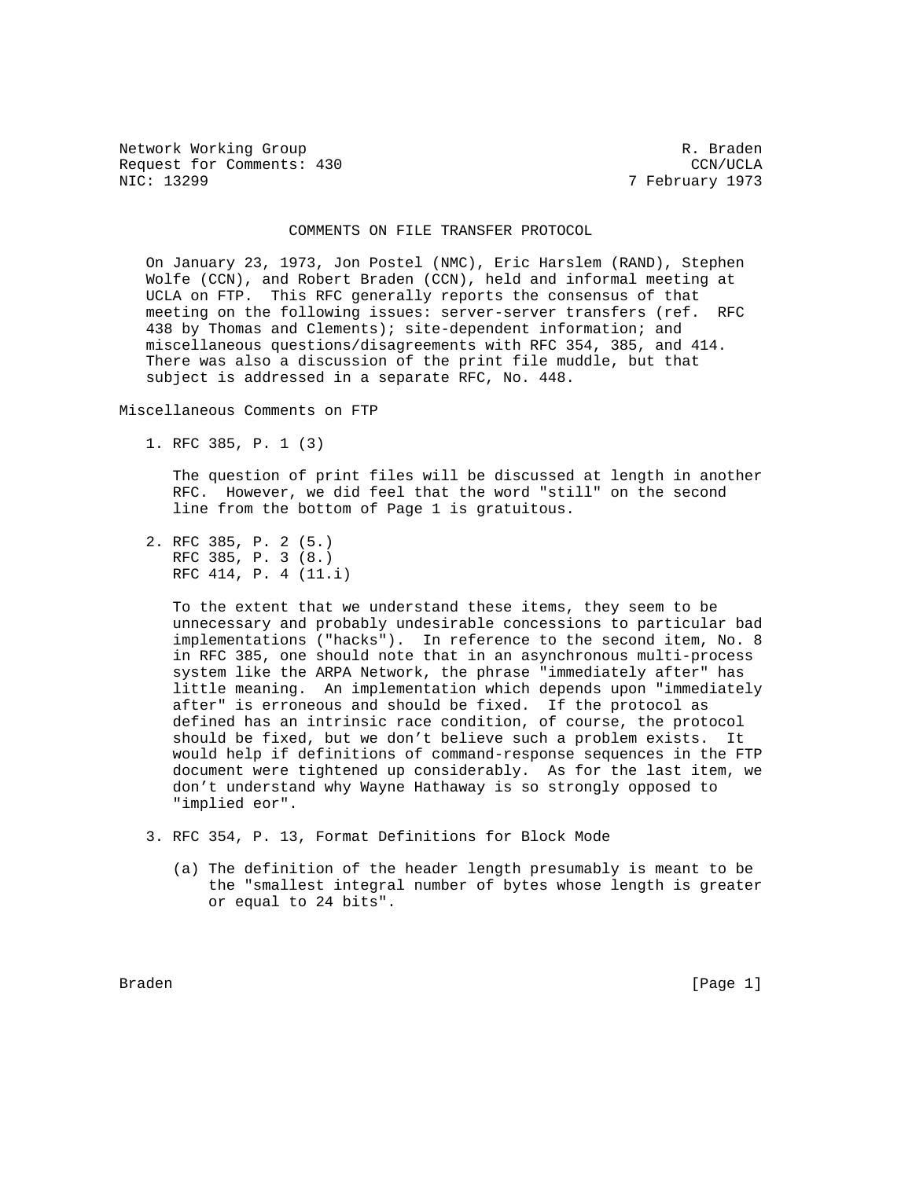Network Working Group R. Braden
Request for Comments: 430 CCN/UCLA
NIC: 13299 7 February 1973

# COMMENTS ON FILE TRANSFER PROTOCOL

On January 23, 1973, Jon Postel (NMC), Eric Harslem (RAND), Stephen Wolfe (CCN), and Robert Braden (CCN), held and informal meeting at UCLA on FTP. This RFC generally reports the consensus of that meeting on the following issues: server-server transfers (ref. RFC 438 by Thomas and Clements); site-dependent information; and miscellaneous questions/disagreements with RFC 354, 385, and 414. There was also a discussion of the print file muddle, but that subject is addressed in a separate RFC, No. 448.

## Miscellaneous Comments on FTP

1. RFC 385, P. 1 (3)

   The question of print files will be discussed at length in another RFC. However, we did feel that the word "still" on the second line from the bottom of Page 1 is gratuitous.

2. RFC 385, P. 2 (5.)
   RFC 385, P. 3 (8.)
   RFC 414, P. 4 (11.i)

   To the extent that we understand these items, they seem to be unnecessary and probably undesirable concessions to particular bad implementations ("hacks"). In reference to the second item, No. 8 in RFC 385, one should note that in an asynchronous multi-process system like the ARPA Network, the phrase "immediately after" has little meaning. An implementation which depends upon "immediately after" is erroneous and should be fixed. If the protocol as defined has an intrinsic race condition, of course, the protocol should be fixed, but we don't believe such a problem exists. It would help if definitions of command-response sequences in the FTP document were tightened up considerably. As for the last item, we don't understand why Wayne Hathaway is so strongly opposed to "implied eor".

3. RFC 354, P. 13, Format Definitions for Block Mode

   (a) The definition of the header length presumably is meant to be the "smallest integral number of bytes whose length is greater or equal to 24 bits".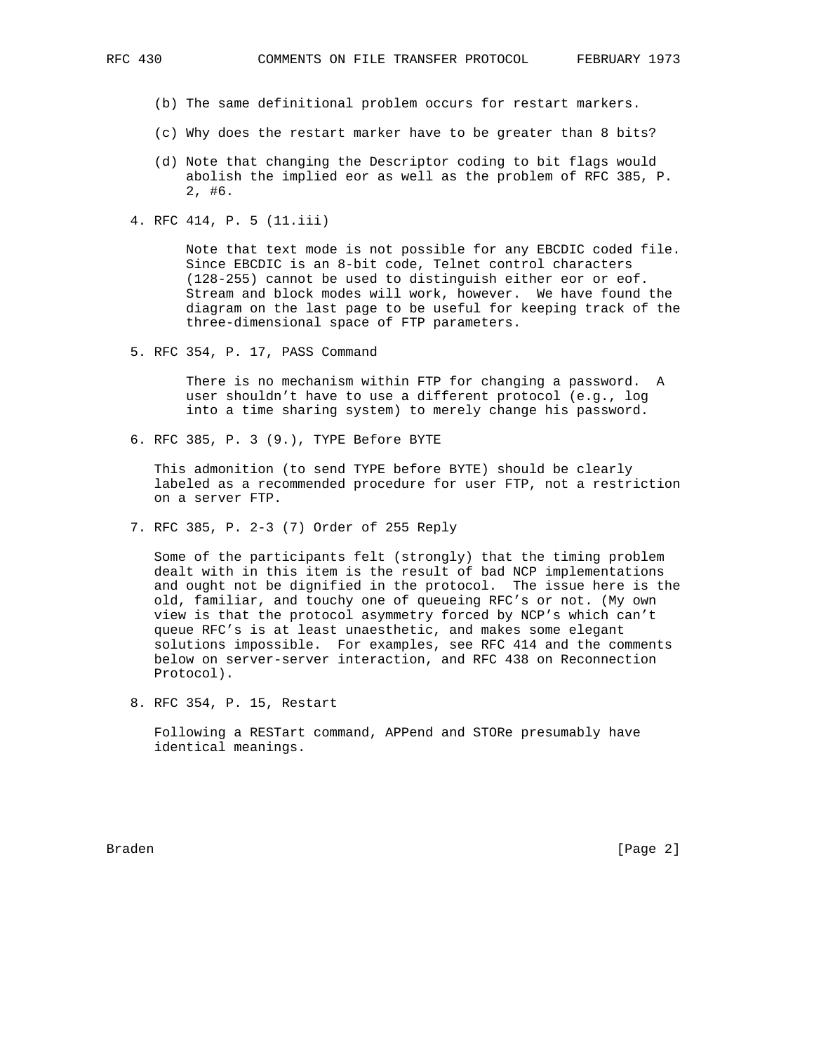(b) The same definitional problem occurs for restart markers.

(c) Why does the restart marker have to be greater than 8 bits?

(d) Note that changing the Descriptor coding to bit flags would abolish the implied eor as well as the problem of RFC 385, P. 2, #6.

4. RFC 414, P. 5 (11.iii)

   Note that text mode is not possible for any EBCDIC coded file. Since EBCDIC is an 8-bit code, Telnet control characters (128-255) cannot be used to distinguish either eor or eof. Stream and block modes will work, however. We have found the diagram on the last page to be useful for keeping track of the three-dimensional space of FTP parameters.

5. RFC 354, P. 17, PASS Command

   There is no mechanism within FTP for changing a password. A user shouldn't have to use a different protocol (e.g., log into a time sharing system) to merely change his password.

6. RFC 385, P. 3 (9.), TYPE Before BYTE

   This admonition (to send TYPE before BYTE) should be clearly labeled as a recommended procedure for user FTP, not a restriction on a server FTP.

7. RFC 385, P. 2-3 (7) Order of 255 Reply

   Some of the participants felt (strongly) that the timing problem dealt with in this item is the result of bad NCP implementations and ought not be dignified in the protocol. The issue here is the old, familiar, and touchy one of queueing RFC's or not. (My own view is that the protocol asymmetry forced by NCP's which can't queue RFC's is at least unaesthetic, and makes some elegant solutions impossible. For examples, see RFC 414 and the comments below on server-server interaction, and RFC 438 on Reconnection Protocol).

8. RFC 354, P. 15, Restart

   Following a RESTart command, APPend and STORe presumably have identical meanings.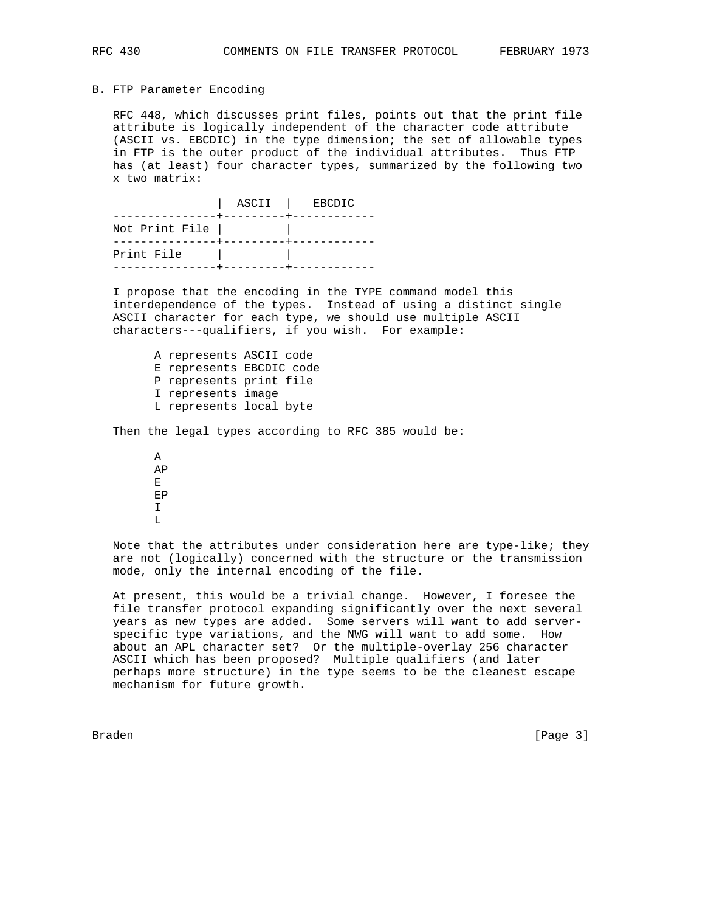## B. FTP Parameter Encoding

RFC 448, which discusses print files, points out that the print file attribute is logically independent of the character code attribute (ASCII vs. EBCDIC) in the type dimension; the set of allowable types in FTP is the outer product of the individual attributes. Thus FTP has (at least) four character types, summarized by the following two x two matrix:

| | ASCII | EBCDIC |
|---|---|---|
| Not Print File | | |
| Print File | | |

I propose that the encoding in the TYPE command model this interdependence of the types. Instead of using a distinct single ASCII character for each type, we should use multiple ASCII characters---qualifiers, if you wish. For example:

```
A represents ASCII code
E represents EBCDIC code
P represents print file
I represents image
L represents local byte
```

Then the legal types according to RFC 385 would be:

```
A
AP
E
EP
I
L
```

Note that the attributes under consideration here are type-like; they are not (logically) concerned with the structure or the transmission mode, only the internal encoding of the file.

At present, this would be a trivial change. However, I foresee the file transfer protocol expanding significantly over the next several years as new types are added. Some servers will want to add server-specific type variations, and the NWG will want to add some. How about an APL character set? Or the multiple-overlay 256 character ASCII which has been proposed? Multiple qualifiers (and later perhaps more structure) in the type seems to be the cleanest escape mechanism for future growth.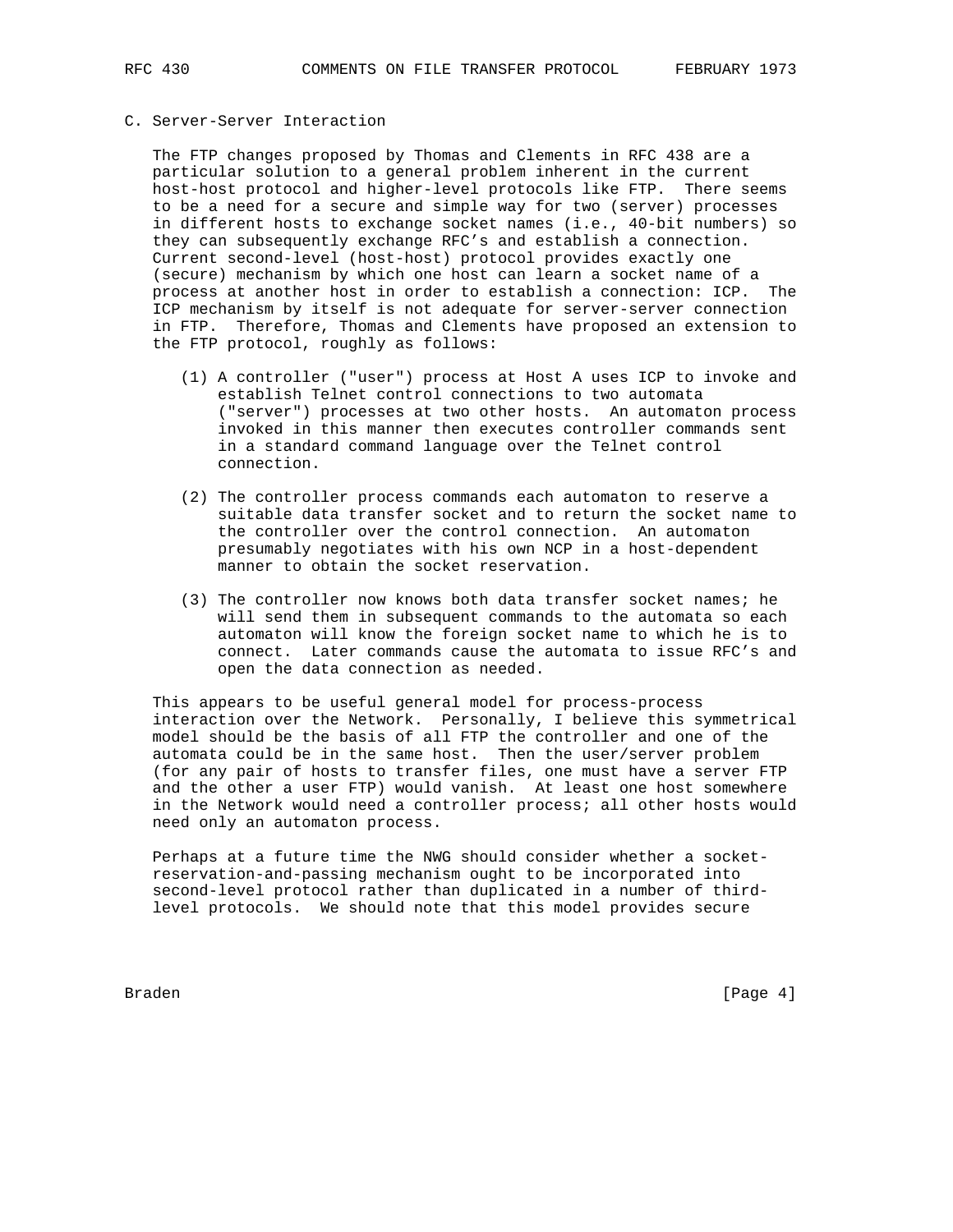## C. Server-Server Interaction

The FTP changes proposed by Thomas and Clements in RFC 438 are a particular solution to a general problem inherent in the current host-host protocol and higher-level protocols like FTP. There seems to be a need for a secure and simple way for two (server) processes in different hosts to exchange socket names (i.e., 40-bit numbers) so they can subsequently exchange RFC's and establish a connection. Current second-level (host-host) protocol provides exactly one (secure) mechanism by which one host can learn a socket name of a process at another host in order to establish a connection: ICP. The ICP mechanism by itself is not adequate for server-server connection in FTP. Therefore, Thomas and Clements have proposed an extension to the FTP protocol, roughly as follows:

(1) A controller ("user") process at Host A uses ICP to invoke and establish Telnet control connections to two automata ("server") processes at two other hosts. An automaton process invoked in this manner then executes controller commands sent in a standard command language over the Telnet control connection.

(2) The controller process commands each automaton to reserve a suitable data transfer socket and to return the socket name to the controller over the control connection. An automaton presumably negotiates with his own NCP in a host-dependent manner to obtain the socket reservation.

(3) The controller now knows both data transfer socket names; he will send them in subsequent commands to the automata so each automaton will know the foreign socket name to which he is to connect. Later commands cause the automata to issue RFC's and open the data connection as needed.

This appears to be useful general model for process-process interaction over the Network. Personally, I believe this symmetrical model should be the basis of all FTP the controller and one of the automata could be in the same host. Then the user/server problem (for any pair of hosts to transfer files, one must have a server FTP and the other a user FTP) would vanish. At least one host somewhere in the Network would need a controller process; all other hosts would need only an automaton process.

Perhaps at a future time the NWG should consider whether a socket-reservation-and-passing mechanism ought to be incorporated into second-level protocol rather than duplicated in a number of third-level protocols. We should note that this model provides secure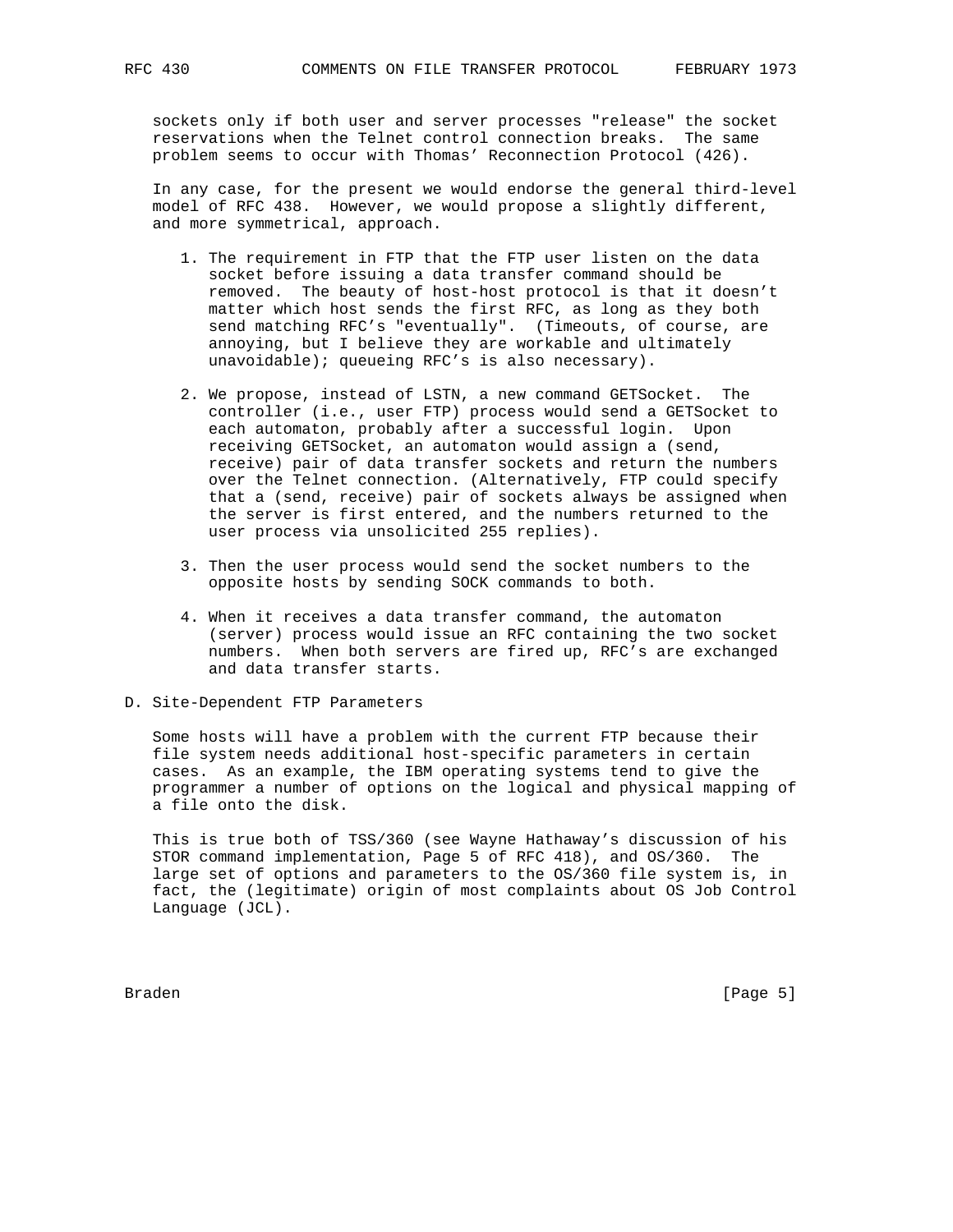sockets only if both user and server processes "release" the socket reservations when the Telnet control connection breaks. The same problem seems to occur with Thomas' Reconnection Protocol (426).

In any case, for the present we would endorse the general third-level model of RFC 438. However, we would propose a slightly different, and more symmetrical, approach.

1. The requirement in FTP that the FTP user listen on the data socket before issuing a data transfer command should be removed. The beauty of host-host protocol is that it doesn't matter which host sends the first RFC, as long as they both send matching RFC's "eventually". (Timeouts, of course, are annoying, but I believe they are workable and ultimately unavoidable); queueing RFC's is also necessary).

2. We propose, instead of LSTN, a new command GETSocket. The controller (i.e., user FTP) process would send a GETSocket to each automaton, probably after a successful login. Upon receiving GETSocket, an automaton would assign a (send, receive) pair of data transfer sockets and return the numbers over the Telnet connection. (Alternatively, FTP could specify that a (send, receive) pair of sockets always be assigned when the server is first entered, and the numbers returned to the user process via unsolicited 255 replies).

3. Then the user process would send the socket numbers to the opposite hosts by sending SOCK commands to both.

4. When it receives a data transfer command, the automaton (server) process would issue an RFC containing the two socket numbers. When both servers are fired up, RFC's are exchanged and data transfer starts.

D. Site-Dependent FTP Parameters

Some hosts will have a problem with the current FTP because their file system needs additional host-specific parameters in certain cases. As an example, the IBM operating systems tend to give the programmer a number of options on the logical and physical mapping of a file onto the disk.

This is true both of TSS/360 (see Wayne Hathaway's discussion of his STOR command implementation, Page 5 of RFC 418), and OS/360. The large set of options and parameters to the OS/360 file system is, in fact, the (legitimate) origin of most complaints about OS Job Control Language (JCL).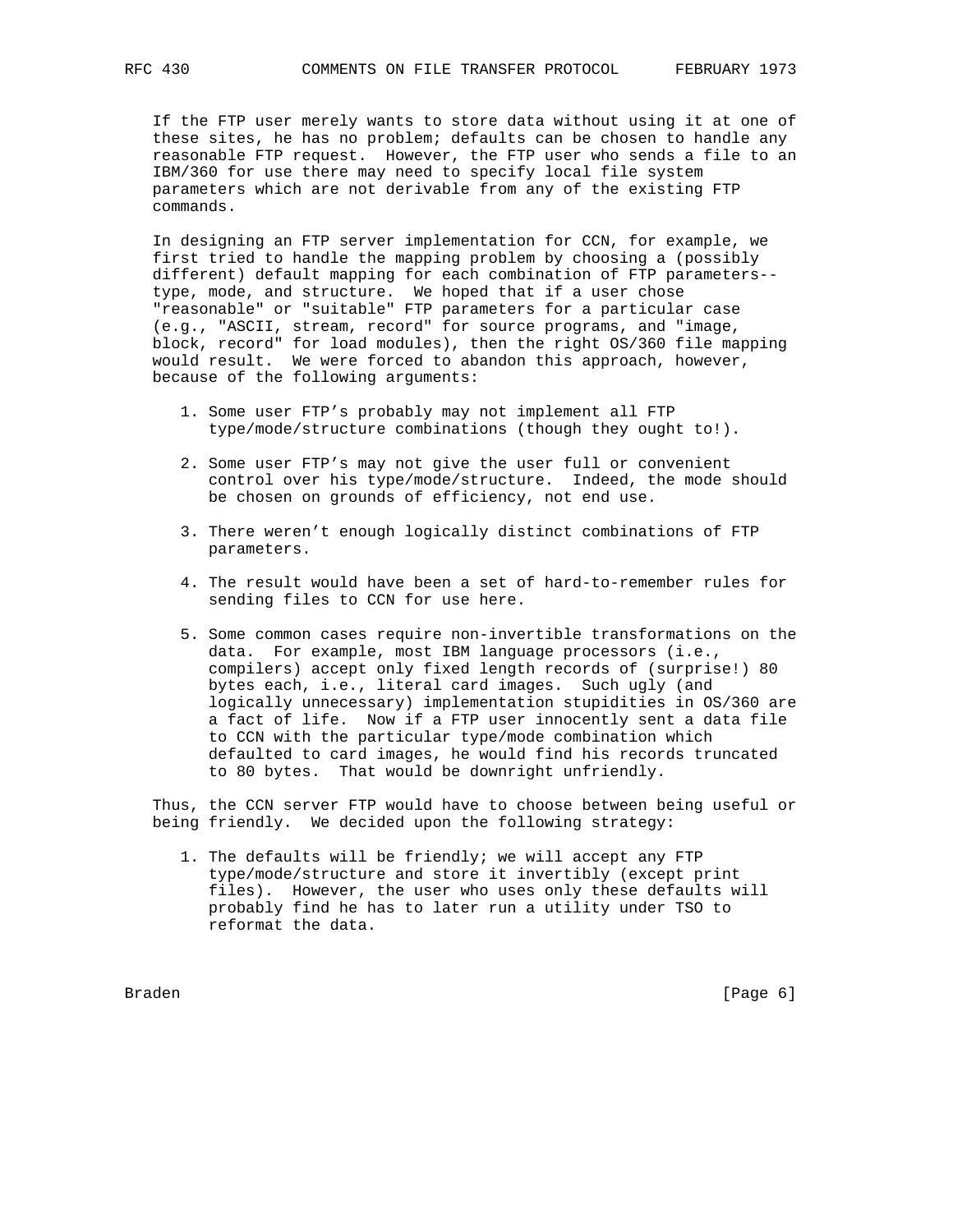If the FTP user merely wants to store data without using it at one of these sites, he has no problem; defaults can be chosen to handle any reasonable FTP request. However, the FTP user who sends a file to an IBM/360 for use there may need to specify local file system parameters which are not derivable from any of the existing FTP commands.

In designing an FTP server implementation for CCN, for example, we first tried to handle the mapping problem by choosing a (possibly different) default mapping for each combination of FTP parameters-- type, mode, and structure. We hoped that if a user chose "reasonable" or "suitable" FTP parameters for a particular case (e.g., "ASCII, stream, record" for source programs, and "image, block, record" for load modules), then the right OS/360 file mapping would result. We were forced to abandon this approach, however, because of the following arguments:

1. Some user FTP's probably may not implement all FTP type/mode/structure combinations (though they ought to!).

2. Some user FTP's may not give the user full or convenient control over his type/mode/structure. Indeed, the mode should be chosen on grounds of efficiency, not end use.

3. There weren't enough logically distinct combinations of FTP parameters.

4. The result would have been a set of hard-to-remember rules for sending files to CCN for use here.

5. Some common cases require non-invertible transformations on the data. For example, most IBM language processors (i.e., compilers) accept only fixed length records of (surprise!) 80 bytes each, i.e., literal card images. Such ugly (and logically unnecessary) implementation stupidities in OS/360 are a fact of life. Now if a FTP user innocently sent a data file to CCN with the particular type/mode combination which defaulted to card images, he would find his records truncated to 80 bytes. That would be downright unfriendly.

Thus, the CCN server FTP would have to choose between being useful or being friendly. We decided upon the following strategy:

1. The defaults will be friendly; we will accept any FTP type/mode/structure and store it invertibly (except print files). However, the user who uses only these defaults will probably find he has to later run a utility under TSO to reformat the data.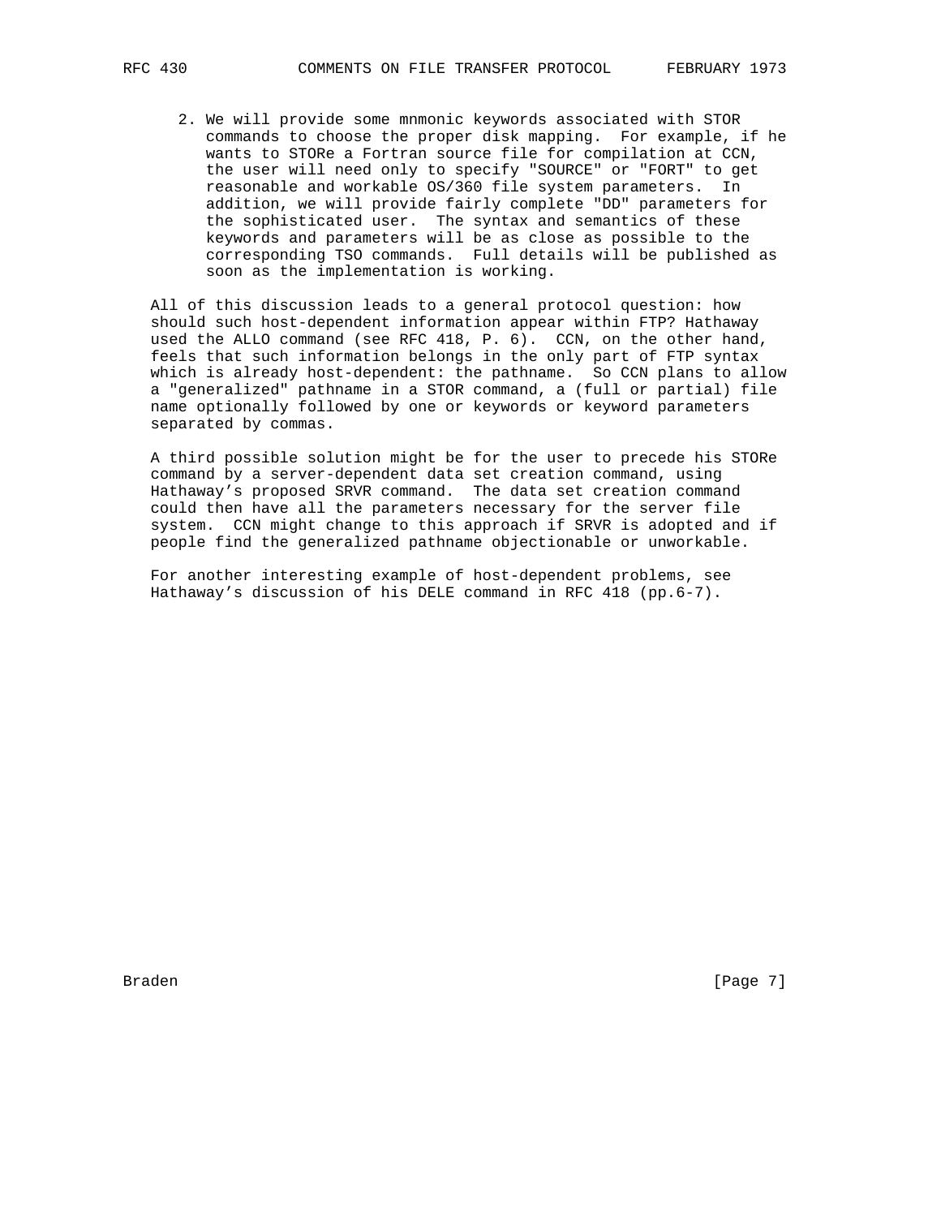2. We will provide some mnmonic keywords associated with STOR commands to choose the proper disk mapping. For example, if he wants to STORe a Fortran source file for compilation at CCN, the user will need only to specify "SOURCE" or "FORT" to get reasonable and workable OS/360 file system parameters. In addition, we will provide fairly complete "DD" parameters for the sophisticated user. The syntax and semantics of these keywords and parameters will be as close as possible to the corresponding TSO commands. Full details will be published as soon as the implementation is working.

All of this discussion leads to a general protocol question: how should such host-dependent information appear within FTP? Hathaway used the ALLO command (see RFC 418, P. 6). CCN, on the other hand, feels that such information belongs in the only part of FTP syntax which is already host-dependent: the pathname. So CCN plans to allow a "generalized" pathname in a STOR command, a (full or partial) file name optionally followed by one or keywords or keyword parameters separated by commas.

A third possible solution might be for the user to precede his STORe command by a server-dependent data set creation command, using Hathaway's proposed SRVR command. The data set creation command could then have all the parameters necessary for the server file system. CCN might change to this approach if SRVR is adopted and if people find the generalized pathname objectionable or unworkable.

For another interesting example of host-dependent problems, see Hathaway's discussion of his DELE command in RFC 418 (pp.6-7).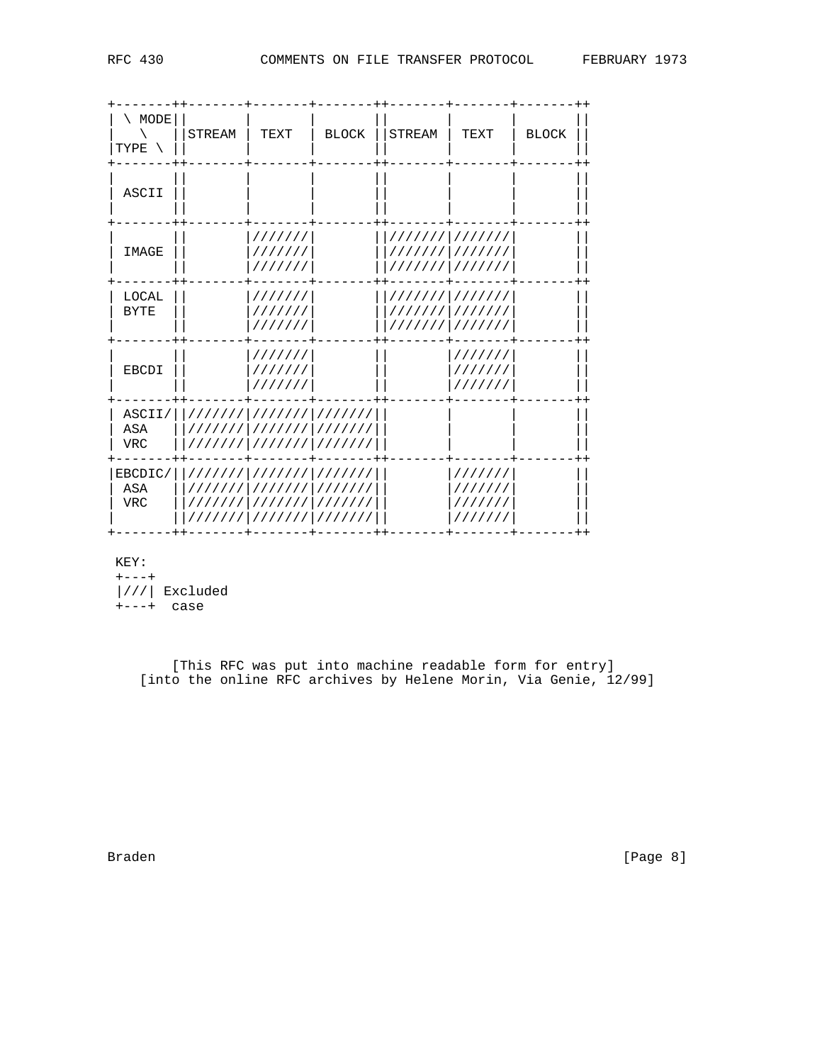| \ MODE<br>TYPE \ | STREAM | TEXT | BLOCK | STREAM | TEXT | BLOCK |
|---|---|---|---|---|---|---|
| ASCII | | | | | | |
| IMAGE | | /////// | | /////// | /////// | |
| LOCAL BYTE | | /////// | | /////// | /////// | |
| EBCDI | | /////// | | | /////// | |
| ASCII/ ASA VRC | /////// | /////// | /////// | | | |
| EBCDIC/ ASA VRC | /////// | /////// | /////// | | /////// | |

KEY:

```
+---+
|///| Excluded
+---+  case
```

[This RFC was put into machine readable form for entry]
[into the online RFC archives by Helene Morin, Via Genie, 12/99]